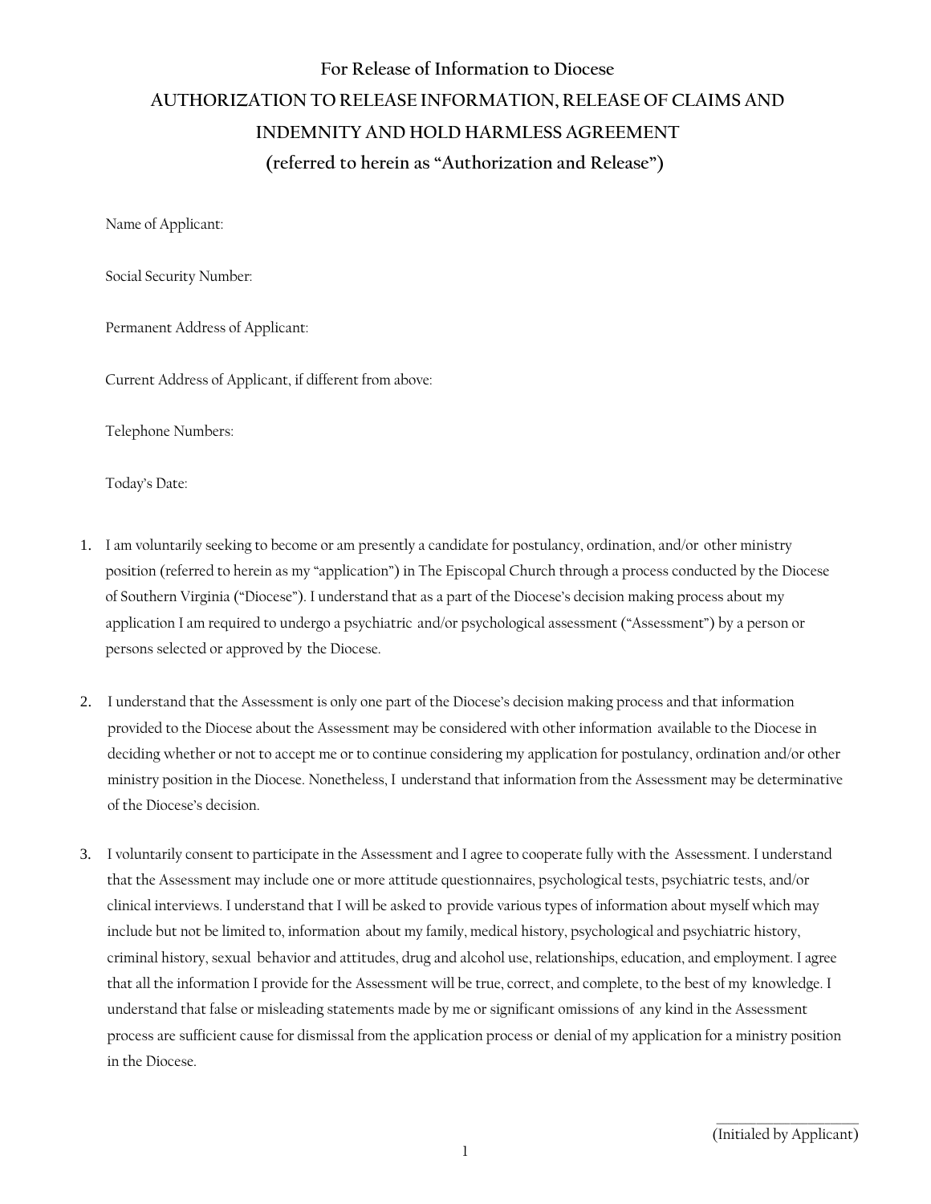## For Release of Information to Diocese

## AUTHORIZATION TO RELEASE INFORMATION, RELEASE OF CLAIMS AND INDEMNITY AND HOLD HARMLESS AGREEMENT

## (referred to herein as "Authorization and Release")

Name of Applicant:

Social Security Number:

Permanent Address of Applicant:

Current Address of Applicant, if different from above:

Telephone Numbers:

Today's Date:

1. I am voluntarily seeking to become or am presently a candidate for postulancy, ordination, and/or other ministry position (referred to herein as my "application") in The Episcopal Church through a process conducted by the Diocese of Southern Virginia ("Diocese"). I understand that as a part of the Diocese's decision making process about my application I am required to undergo a psychiatric and/or psychological assessment ("Assessment") by a person or persons selected or approved by the Diocese.

2. I understand that the Assessment is only one part of the Diocese's decision making process and that information provided to the Diocese about the Assessment may be considered with other information available to the Diocese in deciding whether or not to accept me or to continue considering my application for postulancy, ordination and/or other ministry position in the Diocese. Nonetheless, I understand that information from the Assessment may be determinative of the Diocese's decision.

3. I voluntarily consent to participate in the Assessment and I agree to cooperate fully with the Assessment. I understand that the Assessment may include one or more attitude questionnaires, psychological tests, psychiatric tests, and/or clinical interviews. I understand that I will be asked to provide various types of information about myself which may include but not be limited to, information about my family, medical history, psychological and psychiatric history, criminal history, sexual behavior and attitudes, drug and alcohol use, relationships, education, and employment. I agree that all the information I provide for the Assessment will be true, correct, and complete, to the best of my knowledge. I understand that false or misleading statements made by me or significant omissions of any kind in the Assessment process are sufficient cause for dismissal from the application process or denial of my application for a ministry position in the Diocese.

\_\_\_\_\_\_\_\_\_\_\_\_\_\_\_\_\_\_\_\_
(Initialed by Applicant)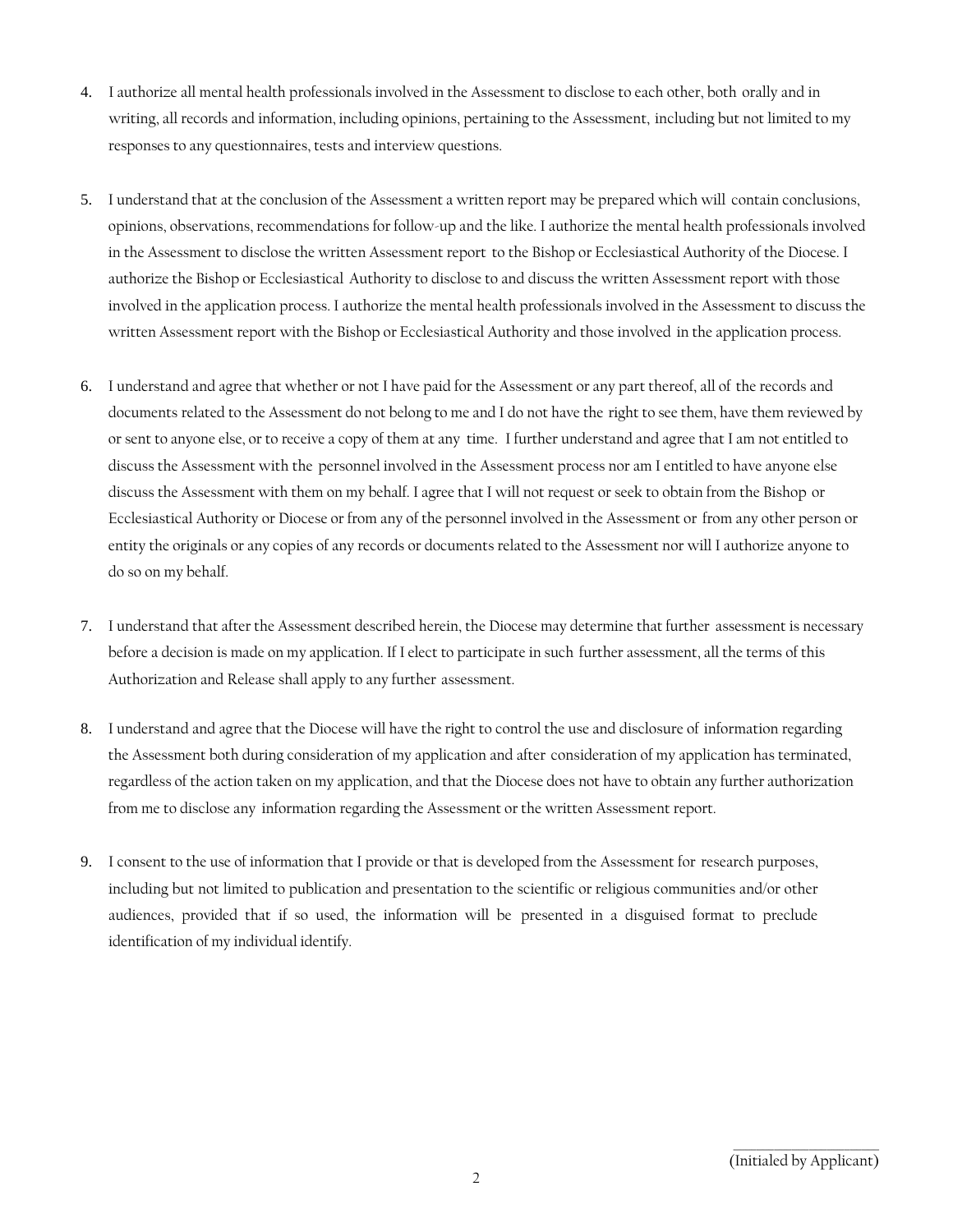4. I authorize all mental health professionals involved in the Assessment to disclose to each other, both orally and in writing, all records and information, including opinions, pertaining to the Assessment, including but not limited to my responses to any questionnaires, tests and interview questions.

5. I understand that at the conclusion of the Assessment a written report may be prepared which will contain conclusions, opinions, observations, recommendations for follow-up and the like. I authorize the mental health professionals involved in the Assessment to disclose the written Assessment report to the Bishop or Ecclesiastical Authority of the Diocese. I authorize the Bishop or Ecclesiastical Authority to disclose to and discuss the written Assessment report with those involved in the application process. I authorize the mental health professionals involved in the Assessment to discuss the written Assessment report with the Bishop or Ecclesiastical Authority and those involved in the application process.

6. I understand and agree that whether or not I have paid for the Assessment or any part thereof, all of the records and documents related to the Assessment do not belong to me and I do not have the right to see them, have them reviewed by or sent to anyone else, or to receive a copy of them at any time. I further understand and agree that I am not entitled to discuss the Assessment with the personnel involved in the Assessment process nor am I entitled to have anyone else discuss the Assessment with them on my behalf. I agree that I will not request or seek to obtain from the Bishop or Ecclesiastical Authority or Diocese or from any of the personnel involved in the Assessment or from any other person or entity the originals or any copies of any records or documents related to the Assessment nor will I authorize anyone to do so on my behalf.

7. I understand that after the Assessment described herein, the Diocese may determine that further assessment is necessary before a decision is made on my application. If I elect to participate in such further assessment, all the terms of this Authorization and Release shall apply to any further assessment.

8. I understand and agree that the Diocese will have the right to control the use and disclosure of information regarding the Assessment both during consideration of my application and after consideration of my application has terminated, regardless of the action taken on my application, and that the Diocese does not have to obtain any further authorization from me to disclose any information regarding the Assessment or the written Assessment report.

9. I consent to the use of information that I provide or that is developed from the Assessment for research purposes, including but not limited to publication and presentation to the scientific or religious communities and/or other audiences, provided that if so used, the information will be presented in a disguised format to preclude identification of my individual identify.

_____________________
(Initialed by Applicant)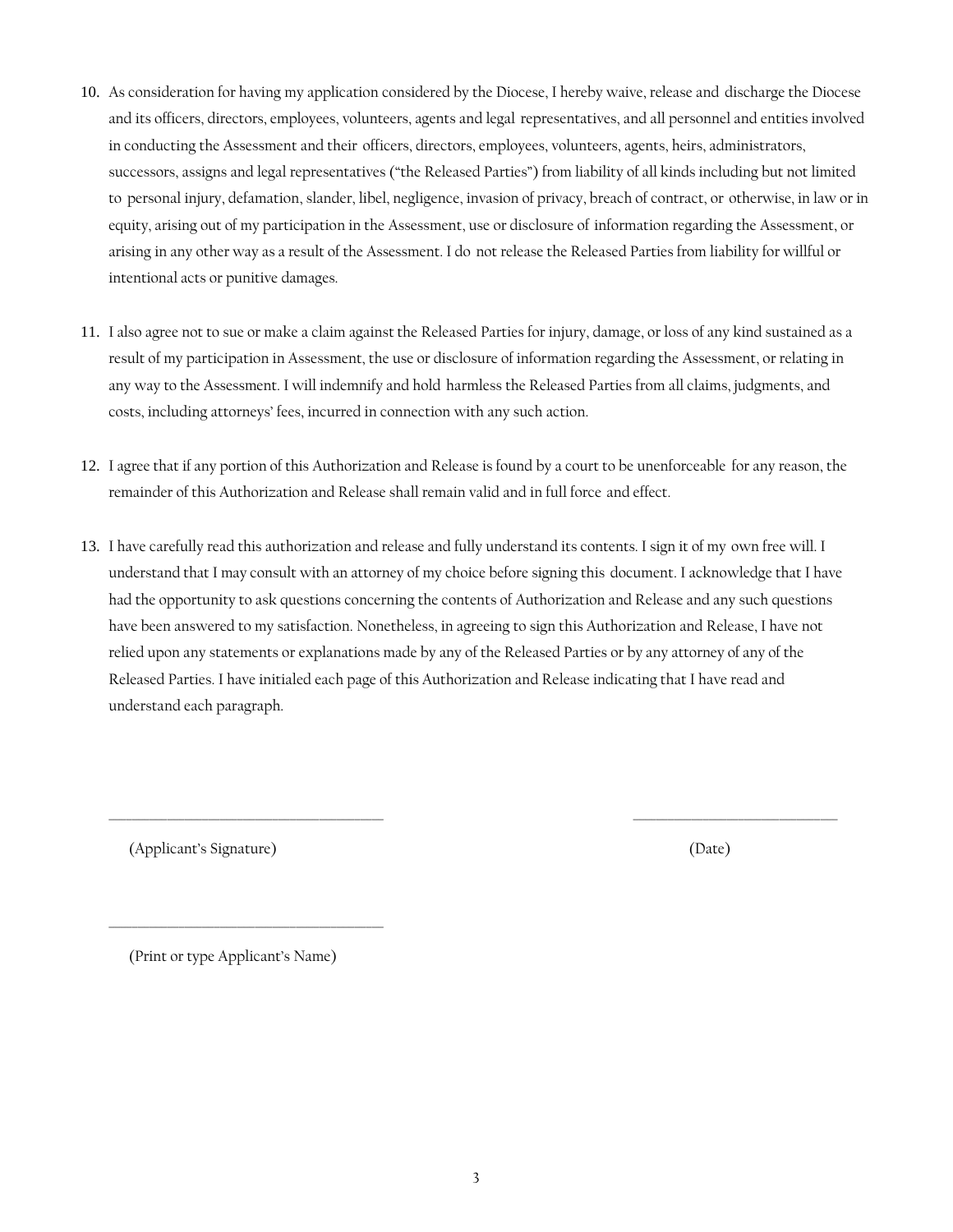10. As consideration for having my application considered by the Diocese, I hereby waive, release and discharge the Diocese and its officers, directors, employees, volunteers, agents and legal representatives, and all personnel and entities involved in conducting the Assessment and their officers, directors, employees, volunteers, agents, heirs, administrators, successors, assigns and legal representatives ("the Released Parties") from liability of all kinds including but not limited to personal injury, defamation, slander, libel, negligence, invasion of privacy, breach of contract, or otherwise, in law or in equity, arising out of my participation in the Assessment, use or disclosure of information regarding the Assessment, or arising in any other way as a result of the Assessment. I do not release the Released Parties from liability for willful or intentional acts or punitive damages.

11. I also agree not to sue or make a claim against the Released Parties for injury, damage, or loss of any kind sustained as a result of my participation in Assessment, the use or disclosure of information regarding the Assessment, or relating in any way to the Assessment. I will indemnify and hold harmless the Released Parties from all claims, judgments, and costs, including attorneys' fees, incurred in connection with any such action.

12. I agree that if any portion of this Authorization and Release is found by a court to be unenforceable for any reason, the remainder of this Authorization and Release shall remain valid and in full force and effect.

13. I have carefully read this authorization and release and fully understand its contents. I sign it of my own free will. I understand that I may consult with an attorney of my choice before signing this document. I acknowledge that I have had the opportunity to ask questions concerning the contents of Authorization and Release and any such questions have been answered to my satisfaction. Nonetheless, in agreeing to sign this Authorization and Release, I have not relied upon any statements or explanations made by any of the Released Parties or by any attorney of any of the Released Parties. I have initialed each page of this Authorization and Release indicating that I have read and understand each paragraph.

\_\_\_\_\_\_\_\_\_\_\_\_\_\_\_\_\_\_\_\_\_\_\_\_\_\_\_\_\_\_\_\_\_\_\_\_ \_\_\_\_\_\_\_\_\_\_\_\_\_\_\_\_\_\_\_\_\_\_\_\_\_\_\_\_

(Applicant's Signature) (Date)

\_\_\_\_\_\_\_\_\_\_\_\_\_\_\_\_\_\_\_\_\_\_\_\_\_\_\_\_\_\_\_\_\_\_\_\_

(Print or type Applicant's Name)